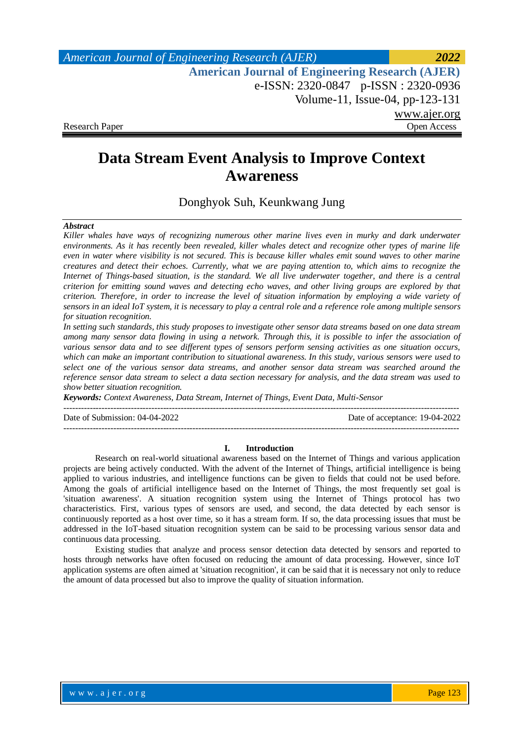# Data Stream Event Analysis to Improve Context Awareness

Donghyok Suh, Keunkwang Jung

***Abstract***

*Killer whales have ways of recognizing numerous other marine lives even in murky and dark underwater environments. As it has recently been revealed, killer whales detect and recognize other types of marine life even in water where visibility is not secured. This is because killer whales emit sound waves to other marine creatures and detect their echoes. Currently, what we are paying attention to, which aims to recognize the Internet of Things-based situation, is the standard. We all live underwater together, and there is a central criterion for emitting sound waves and detecting echo waves, and other living groups are explored by that criterion. Therefore, in order to increase the level of situation information by employing a wide variety of sensors in an ideal IoT system, it is necessary to play a central role and a reference role among multiple sensors for situation recognition.*

*In setting such standards, this study proposes to investigate other sensor data streams based on one data stream among many sensor data flowing in using a network. Through this, it is possible to infer the association of various sensor data and to see different types of sensors perform sensing activities as one situation occurs, which can make an important contribution to situational awareness. In this study, various sensors were used to select one of the various sensor data streams, and another sensor data stream was searched around the reference sensor data stream to select a data section necessary for analysis, and the data stream was used to show better situation recognition.*

***Keywords:*** *Context Awareness, Data Stream, Internet of Things, Event Data, Multi-Sensor*

---

Date of Submission: 04-04-2022 Date of acceptance: 19-04-2022

---

## I. Introduction

Research on real-world situational awareness based on the Internet of Things and various application projects are being actively conducted. With the advent of the Internet of Things, artificial intelligence is being applied to various industries, and intelligence functions can be given to fields that could not be used before. Among the goals of artificial intelligence based on the Internet of Things, the most frequently set goal is 'situation awareness'. A situation recognition system using the Internet of Things protocol has two characteristics. First, various types of sensors are used, and second, the data detected by each sensor is continuously reported as a host over time, so it has a stream form. If so, the data processing issues that must be addressed in the IoT-based situation recognition system can be said to be processing various sensor data and continuous data processing.

Existing studies that analyze and process sensor detection data detected by sensors and reported to hosts through networks have often focused on reducing the amount of data processing. However, since IoT application systems are often aimed at 'situation recognition', it can be said that it is necessary not only to reduce the amount of data processed but also to improve the quality of situation information.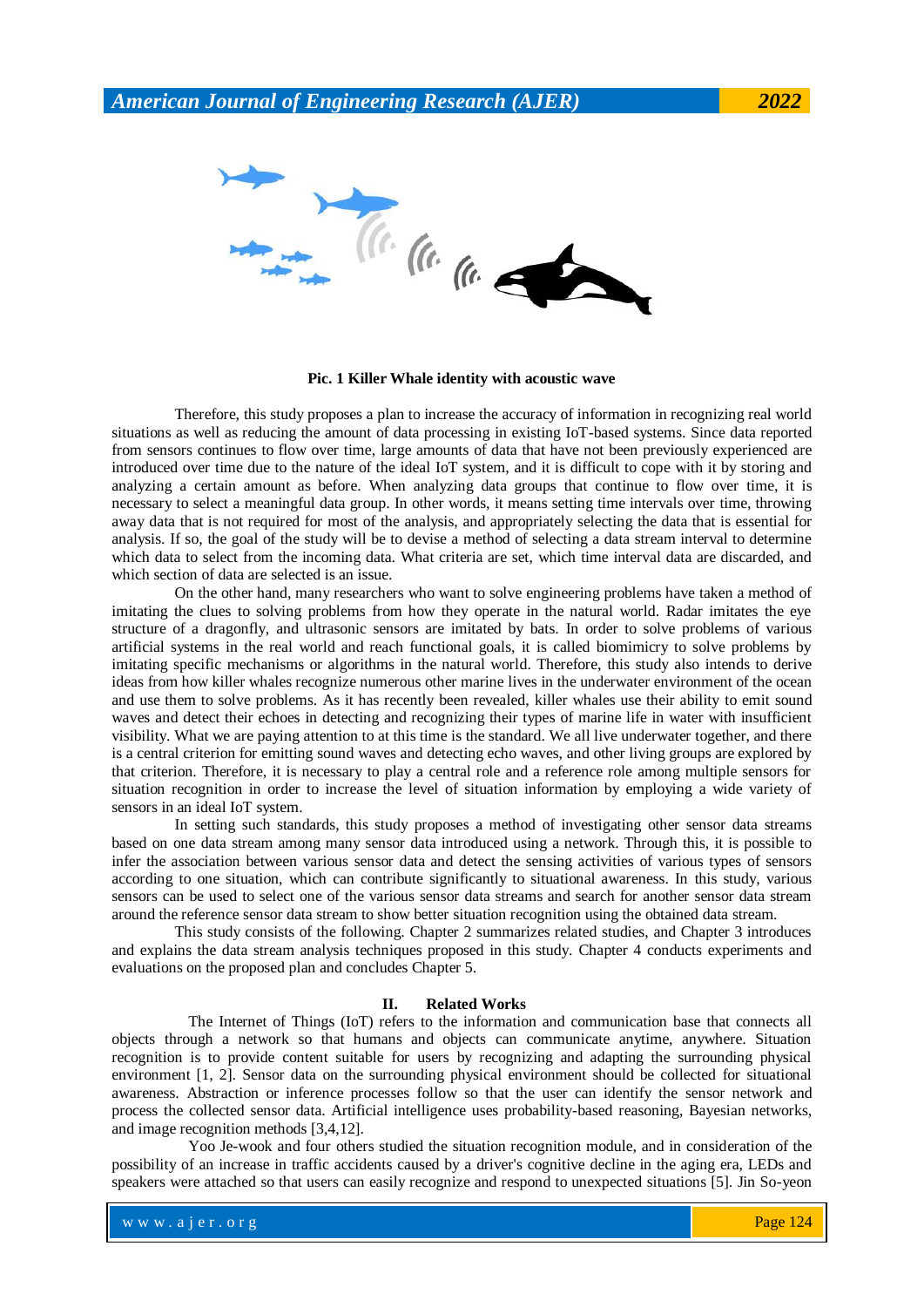**Pic. 1 Killer Whale identity with acoustic wave**

Therefore, this study proposes a plan to increase the accuracy of information in recognizing real world situations as well as reducing the amount of data processing in existing IoT-based systems. Since data reported from sensors continues to flow over time, large amounts of data that have not been previously experienced are introduced over time due to the nature of the ideal IoT system, and it is difficult to cope with it by storing and analyzing a certain amount as before. When analyzing data groups that continue to flow over time, it is necessary to select a meaningful data group. In other words, it means setting time intervals over time, throwing away data that is not required for most of the analysis, and appropriately selecting the data that is essential for analysis. If so, the goal of the study will be to devise a method of selecting a data stream interval to determine which data to select from the incoming data. What criteria are set, which time interval data are discarded, and which section of data are selected is an issue.

On the other hand, many researchers who want to solve engineering problems have taken a method of imitating the clues to solving problems from how they operate in the natural world. Radar imitates the eye structure of a dragonfly, and ultrasonic sensors are imitated by bats. In order to solve problems of various artificial systems in the real world and reach functional goals, it is called biomimicry to solve problems by imitating specific mechanisms or algorithms in the natural world. Therefore, this study also intends to derive ideas from how killer whales recognize numerous other marine lives in the underwater environment of the ocean and use them to solve problems. As it has recently been revealed, killer whales use their ability to emit sound waves and detect their echoes in detecting and recognizing their types of marine life in water with insufficient visibility. What we are paying attention to at this time is the standard. We all live underwater together, and there is a central criterion for emitting sound waves and detecting echo waves, and other living groups are explored by that criterion. Therefore, it is necessary to play a central role and a reference role among multiple sensors for situation recognition in order to increase the level of situation information by employing a wide variety of sensors in an ideal IoT system.

In setting such standards, this study proposes a method of investigating other sensor data streams based on one data stream among many sensor data introduced using a network. Through this, it is possible to infer the association between various sensor data and detect the sensing activities of various types of sensors according to one situation, which can contribute significantly to situational awareness. In this study, various sensors can be used to select one of the various sensor data streams and search for another sensor data stream around the reference sensor data stream to show better situation recognition using the obtained data stream.

This study consists of the following. Chapter 2 summarizes related studies, and Chapter 3 introduces and explains the data stream analysis techniques proposed in this study. Chapter 4 conducts experiments and evaluations on the proposed plan and concludes Chapter 5.

## II. Related Works

The Internet of Things (IoT) refers to the information and communication base that connects all objects through a network so that humans and objects can communicate anytime, anywhere. Situation recognition is to provide content suitable for users by recognizing and adapting the surrounding physical environment [1, 2]. Sensor data on the surrounding physical environment should be collected for situational awareness. Abstraction or inference processes follow so that the user can identify the sensor network and process the collected sensor data. Artificial intelligence uses probability-based reasoning, Bayesian networks, and image recognition methods [3,4,12].

Yoo Je-wook and four others studied the situation recognition module, and in consideration of the possibility of an increase in traffic accidents caused by a driver's cognitive decline in the aging era, LEDs and speakers were attached so that users can easily recognize and respond to unexpected situations [5]. Jin So-yeon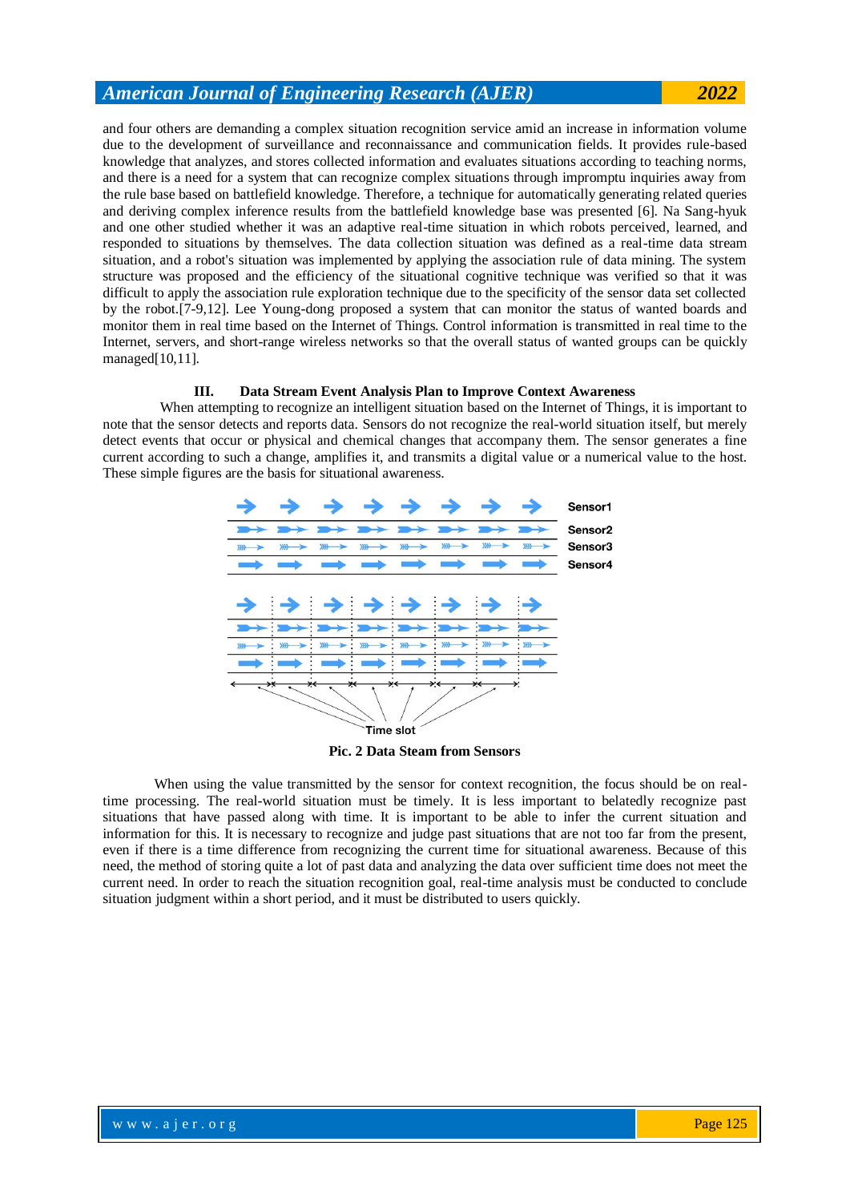and four others are demanding a complex situation recognition service amid an increase in information volume due to the development of surveillance and reconnaissance and communication fields. It provides rule-based knowledge that analyzes, and stores collected information and evaluates situations according to teaching norms, and there is a need for a system that can recognize complex situations through impromptu inquiries away from the rule base based on battlefield knowledge. Therefore, a technique for automatically generating related queries and deriving complex inference results from the battlefield knowledge base was presented [6]. Na Sang-hyuk and one other studied whether it was an adaptive real-time situation in which robots perceived, learned, and responded to situations by themselves. The data collection situation was defined as a real-time data stream situation, and a robot's situation was implemented by applying the association rule of data mining. The system structure was proposed and the efficiency of the situational cognitive technique was verified so that it was difficult to apply the association rule exploration technique due to the specificity of the sensor data set collected by the robot.[7-9,12]. Lee Young-dong proposed a system that can monitor the status of wanted boards and monitor them in real time based on the Internet of Things. Control information is transmitted in real time to the Internet, servers, and short-range wireless networks so that the overall status of wanted groups can be quickly managed[10,11].

## III. Data Stream Event Analysis Plan to Improve Context Awareness

When attempting to recognize an intelligent situation based on the Internet of Things, it is important to note that the sensor detects and reports data. Sensors do not recognize the real-world situation itself, but merely detect events that occur or physical and chemical changes that accompany them. The sensor generates a fine current according to such a change, amplifies it, and transmits a digital value or a numerical value to the host. These simple figures are the basis for situational awareness.

Sensor1

Sensor2

Sensor3

Sensor4

Time slot

**Pic. 2 Data Steam from Sensors**

When using the value transmitted by the sensor for context recognition, the focus should be on real-time processing. The real-world situation must be timely. It is less important to belatedly recognize past situations that have passed along with time. It is important to be able to infer the current situation and information for this. It is necessary to recognize and judge past situations that are not too far from the present, even if there is a time difference from recognizing the current time for situational awareness. Because of this need, the method of storing quite a lot of past data and analyzing the data over sufficient time does not meet the current need. In order to reach the situation recognition goal, real-time analysis must be conducted to conclude situation judgment within a short period, and it must be distributed to users quickly.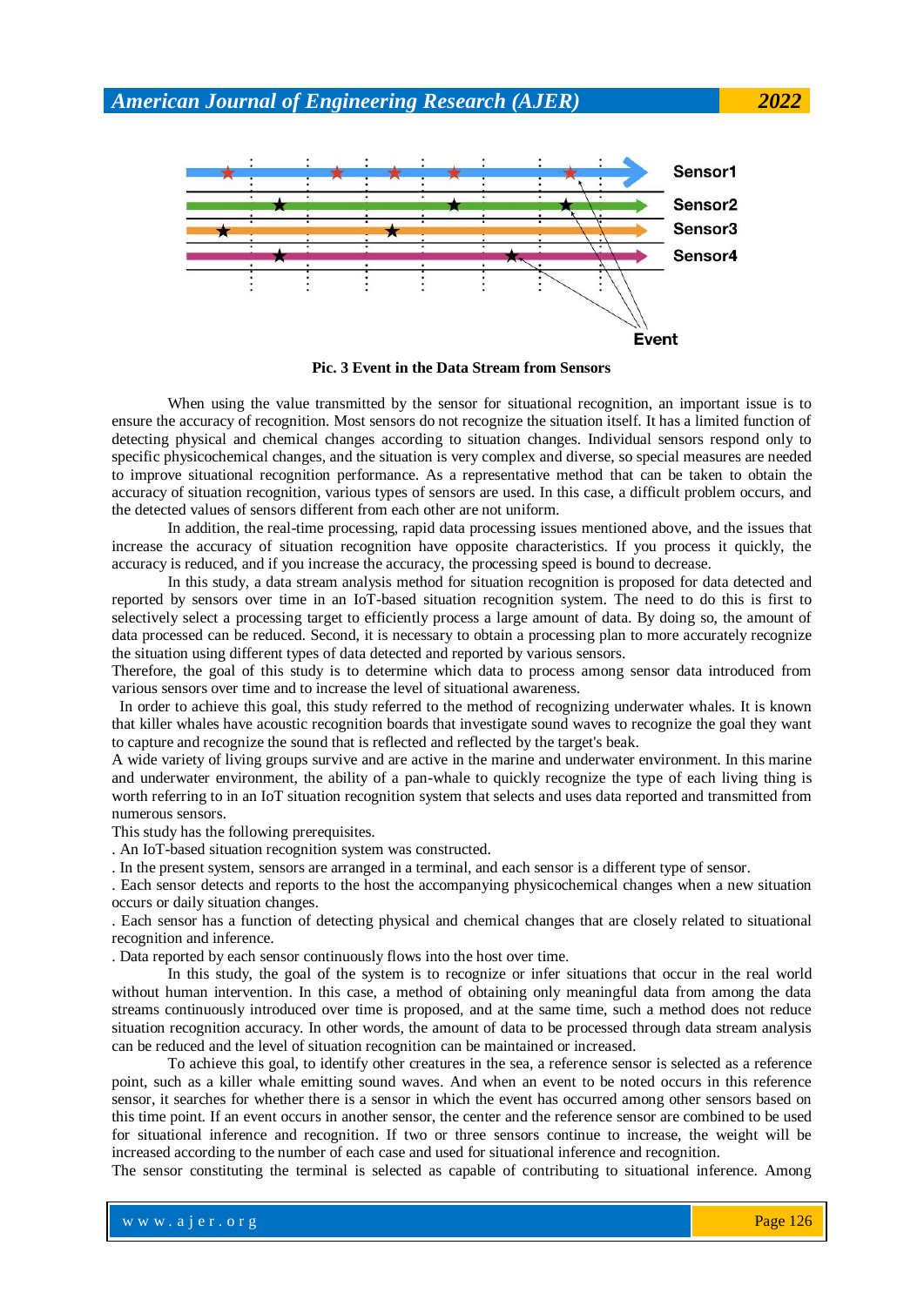**Pic. 3 Event in the Data Stream from Sensors**

When using the value transmitted by the sensor for situational recognition, an important issue is to ensure the accuracy of recognition. Most sensors do not recognize the situation itself. It has a limited function of detecting physical and chemical changes according to situation changes. Individual sensors respond only to specific physicochemical changes, and the situation is very complex and diverse, so special measures are needed to improve situational recognition performance. As a representative method that can be taken to obtain the accuracy of situation recognition, various types of sensors are used. In this case, a difficult problem occurs, and the detected values of sensors different from each other are not uniform.

In addition, the real-time processing, rapid data processing issues mentioned above, and the issues that increase the accuracy of situation recognition have opposite characteristics. If you process it quickly, the accuracy is reduced, and if you increase the accuracy, the processing speed is bound to decrease.

In this study, a data stream analysis method for situation recognition is proposed for data detected and reported by sensors over time in an IoT-based situation recognition system. The need to do this is first to selectively select a processing target to efficiently process a large amount of data. By doing so, the amount of data processed can be reduced. Second, it is necessary to obtain a processing plan to more accurately recognize the situation using different types of data detected and reported by various sensors.

Therefore, the goal of this study is to determine which data to process among sensor data introduced from various sensors over time and to increase the level of situational awareness.

In order to achieve this goal, this study referred to the method of recognizing underwater whales. It is known that killer whales have acoustic recognition boards that investigate sound waves to recognize the goal they want to capture and recognize the sound that is reflected and reflected by the target's beak.

A wide variety of living groups survive and are active in the marine and underwater environment. In this marine and underwater environment, the ability of a pan-whale to quickly recognize the type of each living thing is worth referring to in an IoT situation recognition system that selects and uses data reported and transmitted from numerous sensors.

This study has the following prerequisites.

. An IoT-based situation recognition system was constructed.

. In the present system, sensors are arranged in a terminal, and each sensor is a different type of sensor.

. Each sensor detects and reports to the host the accompanying physicochemical changes when a new situation occurs or daily situation changes.

. Each sensor has a function of detecting physical and chemical changes that are closely related to situational recognition and inference.

. Data reported by each sensor continuously flows into the host over time.

In this study, the goal of the system is to recognize or infer situations that occur in the real world without human intervention. In this case, a method of obtaining only meaningful data from among the data streams continuously introduced over time is proposed, and at the same time, such a method does not reduce situation recognition accuracy. In other words, the amount of data to be processed through data stream analysis can be reduced and the level of situation recognition can be maintained or increased.

To achieve this goal, to identify other creatures in the sea, a reference sensor is selected as a reference point, such as a killer whale emitting sound waves. And when an event to be noted occurs in this reference sensor, it searches for whether there is a sensor in which the event has occurred among other sensors based on this time point. If an event occurs in another sensor, the center and the reference sensor are combined to be used for situational inference and recognition. If two or three sensors continue to increase, the weight will be increased according to the number of each case and used for situational inference and recognition.

The sensor constituting the terminal is selected as capable of contributing to situational inference. Among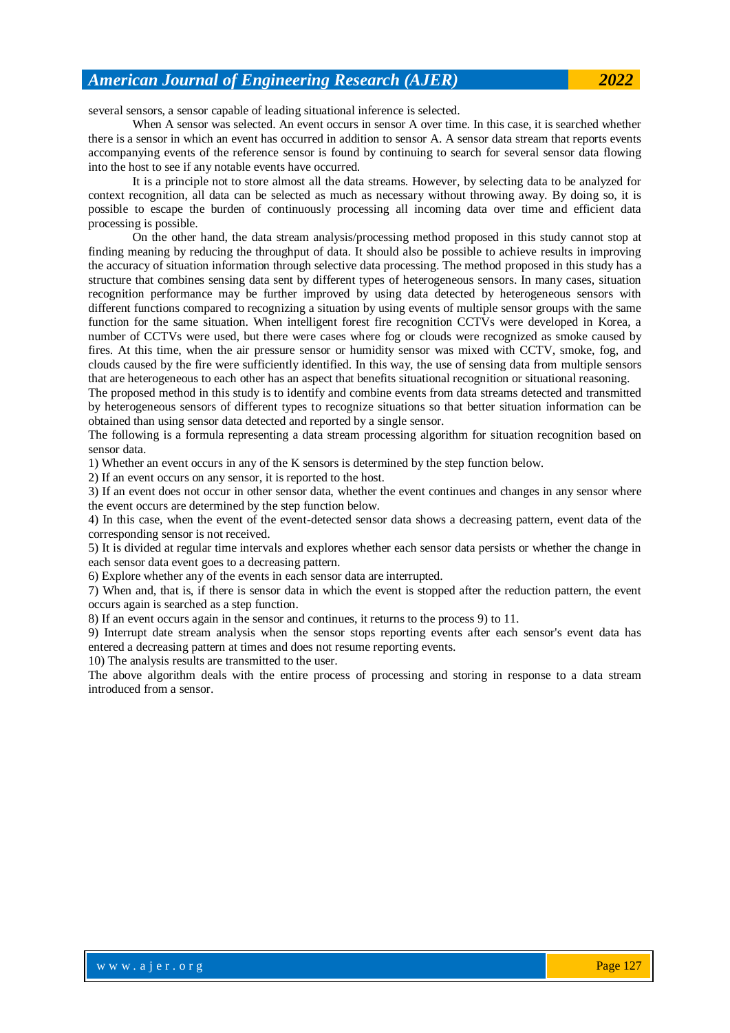several sensors, a sensor capable of leading situational inference is selected.

When A sensor was selected. An event occurs in sensor A over time. In this case, it is searched whether there is a sensor in which an event has occurred in addition to sensor A. A sensor data stream that reports events accompanying events of the reference sensor is found by continuing to search for several sensor data flowing into the host to see if any notable events have occurred.

It is a principle not to store almost all the data streams. However, by selecting data to be analyzed for context recognition, all data can be selected as much as necessary without throwing away. By doing so, it is possible to escape the burden of continuously processing all incoming data over time and efficient data processing is possible.

On the other hand, the data stream analysis/processing method proposed in this study cannot stop at finding meaning by reducing the throughput of data. It should also be possible to achieve results in improving the accuracy of situation information through selective data processing. The method proposed in this study has a structure that combines sensing data sent by different types of heterogeneous sensors. In many cases, situation recognition performance may be further improved by using data detected by heterogeneous sensors with different functions compared to recognizing a situation by using events of multiple sensor groups with the same function for the same situation. When intelligent forest fire recognition CCTVs were developed in Korea, a number of CCTVs were used, but there were cases where fog or clouds were recognized as smoke caused by fires. At this time, when the air pressure sensor or humidity sensor was mixed with CCTV, smoke, fog, and clouds caused by the fire were sufficiently identified. In this way, the use of sensing data from multiple sensors that are heterogeneous to each other has an aspect that benefits situational recognition or situational reasoning.

The proposed method in this study is to identify and combine events from data streams detected and transmitted by heterogeneous sensors of different types to recognize situations so that better situation information can be obtained than using sensor data detected and reported by a single sensor.

The following is a formula representing a data stream processing algorithm for situation recognition based on sensor data.

1) Whether an event occurs in any of the K sensors is determined by the step function below.

2) If an event occurs on any sensor, it is reported to the host.

3) If an event does not occur in other sensor data, whether the event continues and changes in any sensor where the event occurs are determined by the step function below.

4) In this case, when the event of the event-detected sensor data shows a decreasing pattern, event data of the corresponding sensor is not received.

5) It is divided at regular time intervals and explores whether each sensor data persists or whether the change in each sensor data event goes to a decreasing pattern.

6) Explore whether any of the events in each sensor data are interrupted.

7) When and, that is, if there is sensor data in which the event is stopped after the reduction pattern, the event occurs again is searched as a step function.

8) If an event occurs again in the sensor and continues, it returns to the process 9) to 11.

9) Interrupt date stream analysis when the sensor stops reporting events after each sensor's event data has entered a decreasing pattern at times and does not resume reporting events.

10) The analysis results are transmitted to the user.

The above algorithm deals with the entire process of processing and storing in response to a data stream introduced from a sensor.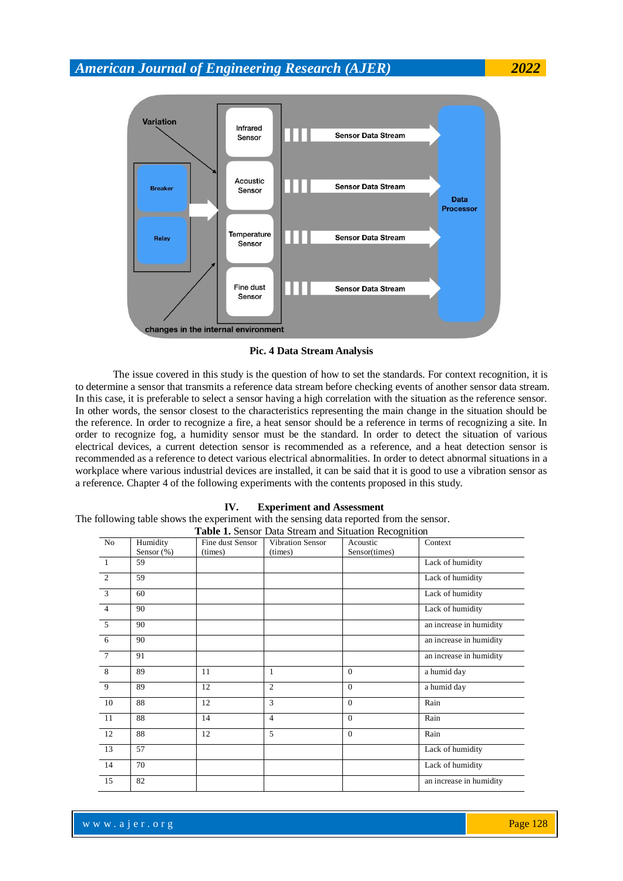Pic. 4 Data Stream Analysis

The issue covered in this study is the question of how to set the standards. For context recognition, it is to determine a sensor that transmits a reference data stream before checking events of another sensor data stream. In this case, it is preferable to select a sensor having a high correlation with the situation as the reference sensor. In other words, the sensor closest to the characteristics representing the main change in the situation should be the reference. In order to recognize a fire, a heat sensor should be a reference in terms of recognizing a site. In order to recognize fog, a humidity sensor must be the standard. In order to detect the situation of various electrical devices, a current detection sensor is recommended as a reference, and a heat detection sensor is recommended as a reference to detect various electrical abnormalities. In order to detect abnormal situations in a workplace where various industrial devices are installed, it can be said that it is good to use a vibration sensor as a reference. Chapter 4 of the following experiments with the contents proposed in this study.

## IV. Experiment and Assessment

The following table shows the experiment with the sensing data reported from the sensor.

**Table 1.** Sensor Data Stream and Situation Recognition

| No | Humidity Sensor (%) | Fine dust Sensor (times) | Vibration Sensor (times) | Acoustic Sensor(times) | Context |
|---|---|---|---|---|---|
| 1 | 59 | | | | Lack of humidity |
| 2 | 59 | | | | Lack of humidity |
| 3 | 60 | | | | Lack of humidity |
| 4 | 90 | | | | Lack of humidity |
| 5 | 90 | | | | an increase in humidity |
| 6 | 90 | | | | an increase in humidity |
| 7 | 91 | | | | an increase in humidity |
| 8 | 89 | 11 | 1 | 0 | a humid day |
| 9 | 89 | 12 | 2 | 0 | a humid day |
| 10 | 88 | 12 | 3 | 0 | Rain |
| 11 | 88 | 14 | 4 | 0 | Rain |
| 12 | 88 | 12 | 5 | 0 | Rain |
| 13 | 57 | | | | Lack of humidity |
| 14 | 70 | | | | Lack of humidity |
| 15 | 82 | | | | an increase in humidity |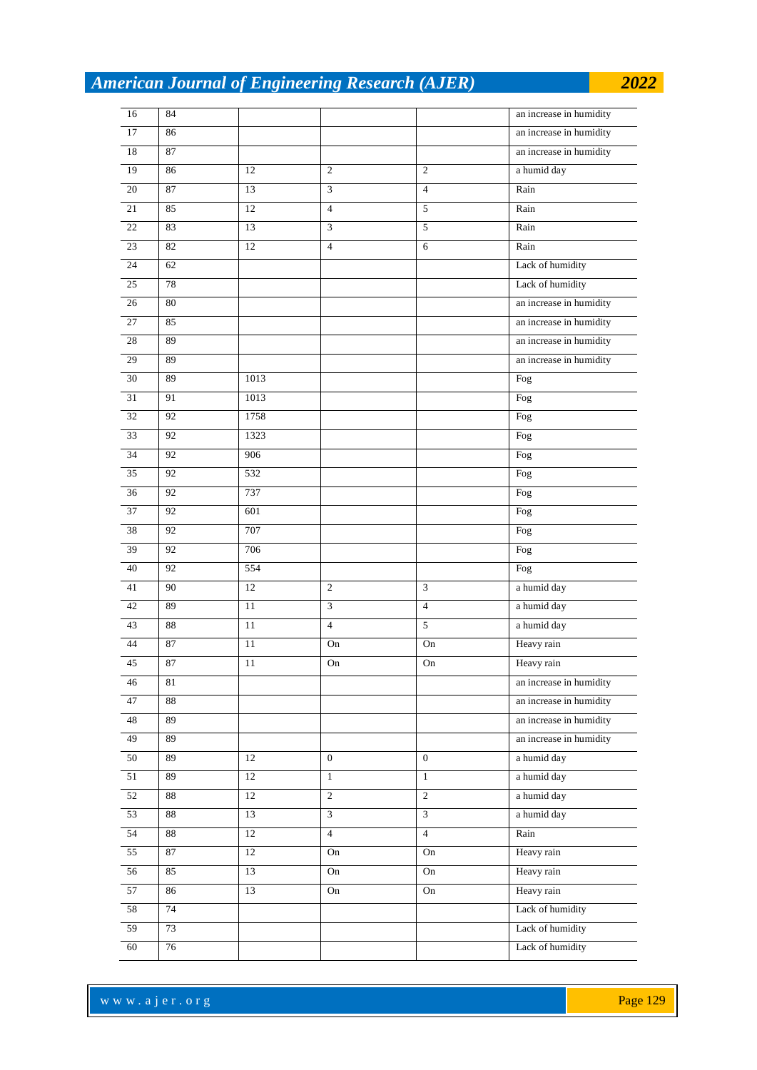| 16 | 84 | | | | an increase in humidity |
|---|---|---|---|---|---|
| 17 | 86 | | | | an increase in humidity |
| 18 | 87 | | | | an increase in humidity |
| 19 | 86 | 12 | 2 | 2 | a humid day |
| 20 | 87 | 13 | 3 | 4 | Rain |
| 21 | 85 | 12 | 4 | 5 | Rain |
| 22 | 83 | 13 | 3 | 5 | Rain |
| 23 | 82 | 12 | 4 | 6 | Rain |
| 24 | 62 | | | | Lack of humidity |
| 25 | 78 | | | | Lack of humidity |
| 26 | 80 | | | | an increase in humidity |
| 27 | 85 | | | | an increase in humidity |
| 28 | 89 | | | | an increase in humidity |
| 29 | 89 | | | | an increase in humidity |
| 30 | 89 | 1013 | | | Fog |
| 31 | 91 | 1013 | | | Fog |
| 32 | 92 | 1758 | | | Fog |
| 33 | 92 | 1323 | | | Fog |
| 34 | 92 | 906 | | | Fog |
| 35 | 92 | 532 | | | Fog |
| 36 | 92 | 737 | | | Fog |
| 37 | 92 | 601 | | | Fog |
| 38 | 92 | 707 | | | Fog |
| 39 | 92 | 706 | | | Fog |
| 40 | 92 | 554 | | | Fog |
| 41 | 90 | 12 | 2 | 3 | a humid day |
| 42 | 89 | 11 | 3 | 4 | a humid day |
| 43 | 88 | 11 | 4 | 5 | a humid day |
| 44 | 87 | 11 | On | On | Heavy rain |
| 45 | 87 | 11 | On | On | Heavy rain |
| 46 | 81 | | | | an increase in humidity |
| 47 | 88 | | | | an increase in humidity |
| 48 | 89 | | | | an increase in humidity |
| 49 | 89 | | | | an increase in humidity |
| 50 | 89 | 12 | 0 | 0 | a humid day |
| 51 | 89 | 12 | 1 | 1 | a humid day |
| 52 | 88 | 12 | 2 | 2 | a humid day |
| 53 | 88 | 13 | 3 | 3 | a humid day |
| 54 | 88 | 12 | 4 | 4 | Rain |
| 55 | 87 | 12 | On | On | Heavy rain |
| 56 | 85 | 13 | On | On | Heavy rain |
| 57 | 86 | 13 | On | On | Heavy rain |
| 58 | 74 | | | | Lack of humidity |
| 59 | 73 | | | | Lack of humidity |
| 60 | 76 | | | | Lack of humidity |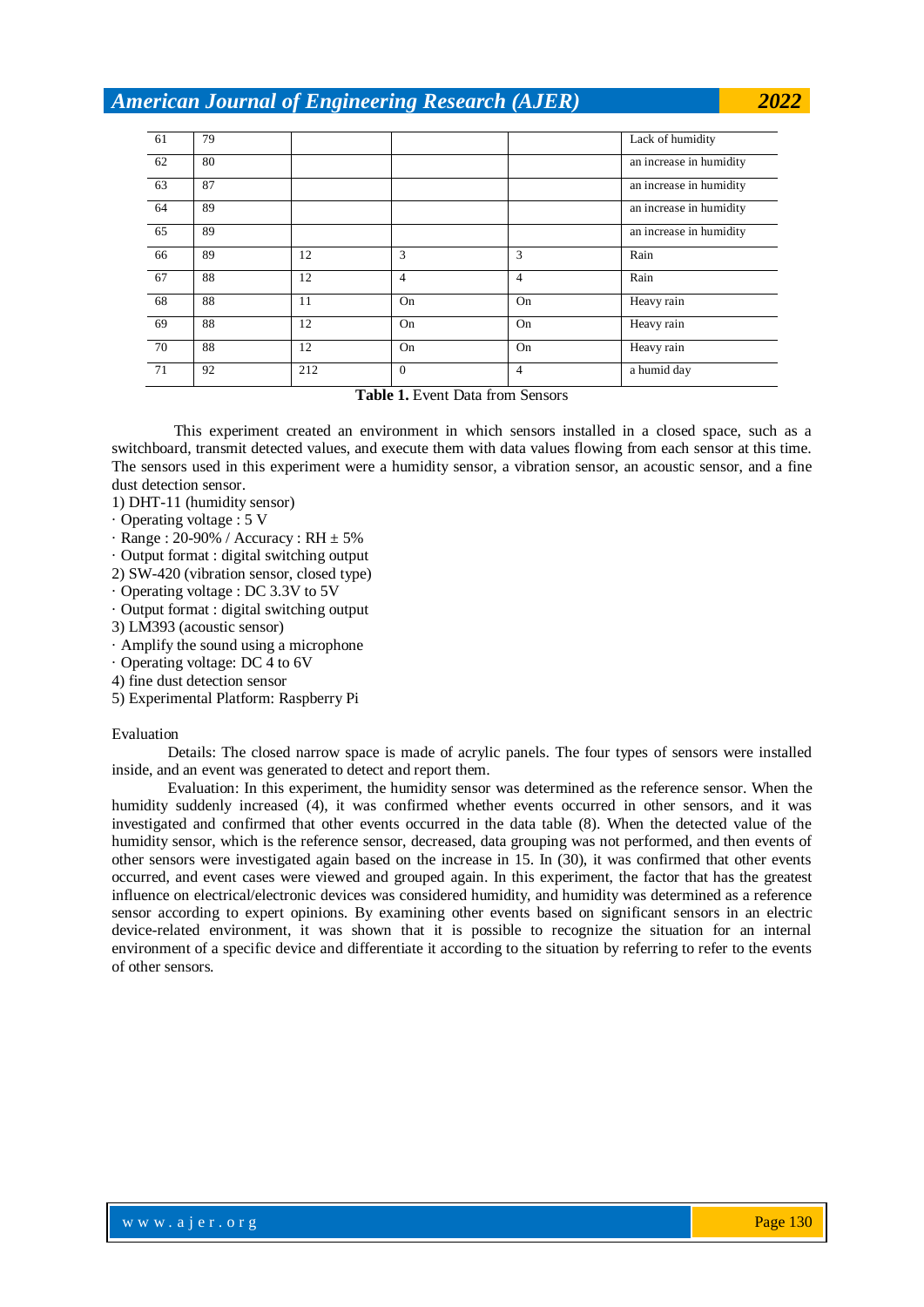| | | | | | |
|---|---|---|---|---|---|
| 61 | 79 | | | | Lack of humidity |
| 62 | 80 | | | | an increase in humidity |
| 63 | 87 | | | | an increase in humidity |
| 64 | 89 | | | | an increase in humidity |
| 65 | 89 | | | | an increase in humidity |
| 66 | 89 | 12 | 3 | 3 | Rain |
| 67 | 88 | 12 | 4 | 4 | Rain |
| 68 | 88 | 11 | On | On | Heavy rain |
| 69 | 88 | 12 | On | On | Heavy rain |
| 70 | 88 | 12 | On | On | Heavy rain |
| 71 | 92 | 212 | 0 | 4 | a humid day |

**Table 1.** Event Data from Sensors

This experiment created an environment in which sensors installed in a closed space, such as a switchboard, transmit detected values, and execute them with data values flowing from each sensor at this time. The sensors used in this experiment were a humidity sensor, a vibration sensor, an acoustic sensor, and a fine dust detection sensor.

1) DHT-11 (humidity sensor)
· Operating voltage : 5 V
· Range : 20-90% / Accuracy : RH ± 5%
· Output format : digital switching output
2) SW-420 (vibration sensor, closed type)
· Operating voltage : DC 3.3V to 5V
· Output format : digital switching output
3) LM393 (acoustic sensor)
· Amplify the sound using a microphone
· Operating voltage: DC 4 to 6V
4) fine dust detection sensor
5) Experimental Platform: Raspberry Pi

Evaluation

Details: The closed narrow space is made of acrylic panels. The four types of sensors were installed inside, and an event was generated to detect and report them.

Evaluation: In this experiment, the humidity sensor was determined as the reference sensor. When the humidity suddenly increased (4), it was confirmed whether events occurred in other sensors, and it was investigated and confirmed that other events occurred in the data table (8). When the detected value of the humidity sensor, which is the reference sensor, decreased, data grouping was not performed, and then events of other sensors were investigated again based on the increase in 15. In (30), it was confirmed that other events occurred, and event cases were viewed and grouped again. In this experiment, the factor that has the greatest influence on electrical/electronic devices was considered humidity, and humidity was determined as a reference sensor according to expert opinions. By examining other events based on significant sensors in an electric device-related environment, it was shown that it is possible to recognize the situation for an internal environment of a specific device and differentiate it according to the situation by referring to refer to the events of other sensors.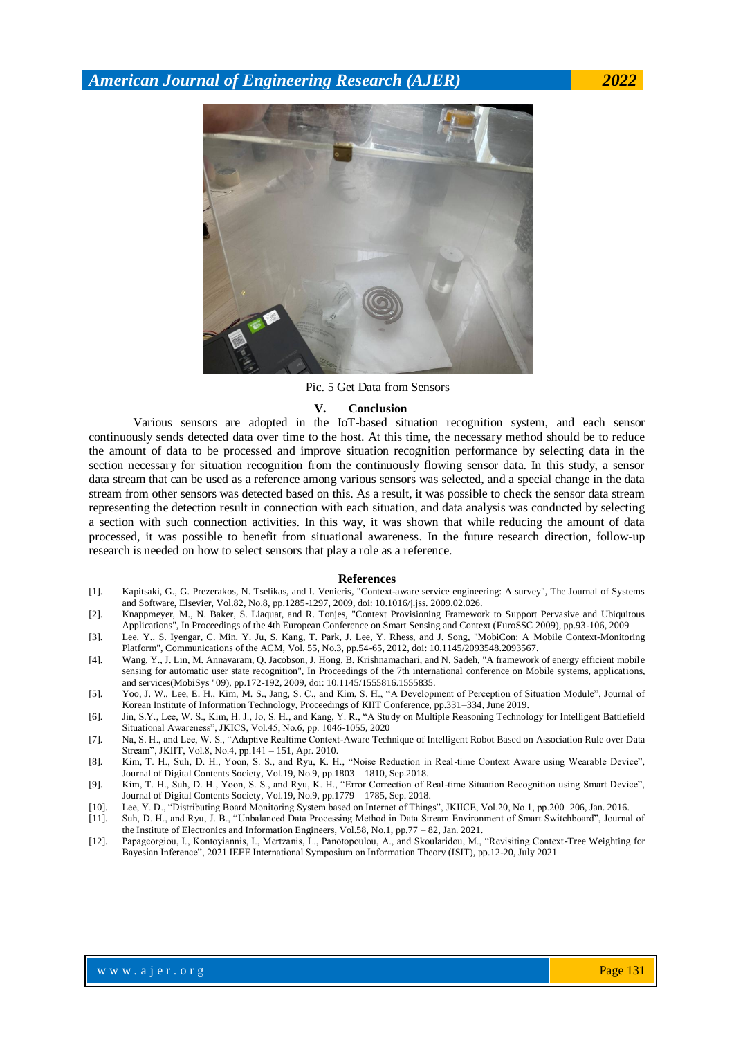Pic. 5 Get Data from Sensors

## V. Conclusion

Various sensors are adopted in the IoT-based situation recognition system, and each sensor continuously sends detected data over time to the host. At this time, the necessary method should be to reduce the amount of data to be processed and improve situation recognition performance by selecting data in the section necessary for situation recognition from the continuously flowing sensor data. In this study, a sensor data stream that can be used as a reference among various sensors was selected, and a special change in the data stream from other sensors was detected based on this. As a result, it was possible to check the sensor data stream representing the detection result in connection with each situation, and data analysis was conducted by selecting a section with such connection activities. In this way, it was shown that while reducing the amount of data processed, it was possible to benefit from situational awareness. In the future research direction, follow-up research is needed on how to select sensors that play a role as a reference.

## References

[1]. Kapitsaki, G., G. Prezerakos, N. Tselikas, and I. Venieris, "Context-aware service engineering: A survey", The Journal of Systems and Software, Elsevier, Vol.82, No.8, pp.1285-1297, 2009, doi: 10.1016/j.jss. 2009.02.026.

[2]. Knappmeyer, M., N. Baker, S. Liaquat, and R. Tonjes, "Context Provisioning Framework to Support Pervasive and Ubiquitous Applications", In Proceedings of the 4th European Conference on Smart Sensing and Context (EuroSSC 2009), pp.93-106, 2009

[3]. Lee, Y., S. Iyengar, C. Min, Y. Ju, S. Kang, T. Park, J. Lee, Y. Rhess, and J. Song, "MobiCon: A Mobile Context-Monitoring Platform", Communications of the ACM, Vol. 55, No.3, pp.54-65, 2012, doi: 10.1145/2093548.2093567.

[4]. Wang, Y., J. Lin, M. Annavaram, Q. Jacobson, J. Hong, B. Krishnamachari, and N. Sadeh, "A framework of energy efficient mobile sensing for automatic user state recognition", In Proceedings of the 7th international conference on Mobile systems, applications, and services(MobiSys '09), pp.172-192, 2009, doi: 10.1145/1555816.1555835.

[5]. Yoo, J. W., Lee, E. H., Kim, M. S., Jang, S. C., and Kim, S. H., "A Development of Perception of Situation Module", Journal of Korean Institute of Information Technology, Proceedings of KIIT Conference, pp.331–334, June 2019.

[6]. Jin, S.Y., Lee, W. S., Kim, H. J., Jo, S. H., and Kang, Y. R., "A Study on Multiple Reasoning Technology for Intelligent Battlefield Situational Awareness", JKICS, Vol.45, No.6, pp. 1046-1055, 2020

[7]. Na, S. H., and Lee, W. S., "Adaptive Realtime Context-Aware Technique of Intelligent Robot Based on Association Rule over Data Stream", JKIIT, Vol.8, No.4, pp.141 – 151, Apr. 2010.

[8]. Kim, T. H., Suh, D. H., Yoon, S. S., and Ryu, K. H., "Noise Reduction in Real-time Context Aware using Wearable Device", Journal of Digital Contents Society, Vol.19, No.9, pp.1803 – 1810, Sep.2018.

[9]. Kim, T. H., Suh, D. H., Yoon, S. S., and Ryu, K. H., "Error Correction of Real-time Situation Recognition using Smart Device", Journal of Digital Contents Society, Vol.19, No.9, pp.1779 – 1785, Sep. 2018.

[10]. Lee, Y. D., "Distributing Board Monitoring System based on Internet of Things", JKIICE, Vol.20, No.1, pp.200–206, Jan. 2016.

[11]. Suh, D. H., and Ryu, J. B., "Unbalanced Data Processing Method in Data Stream Environment of Smart Switchboard", Journal of the Institute of Electronics and Information Engineers, Vol.58, No.1, pp.77 – 82, Jan. 2021.

[12]. Papageorgiou, I., Kontoyiannis, I., Mertzanis, L., Panotopoulou, A., and Skoularidou, M., "Revisiting Context-Tree Weighting for Bayesian Inference", 2021 IEEE International Symposium on Information Theory (ISIT), pp.12-20, July 2021